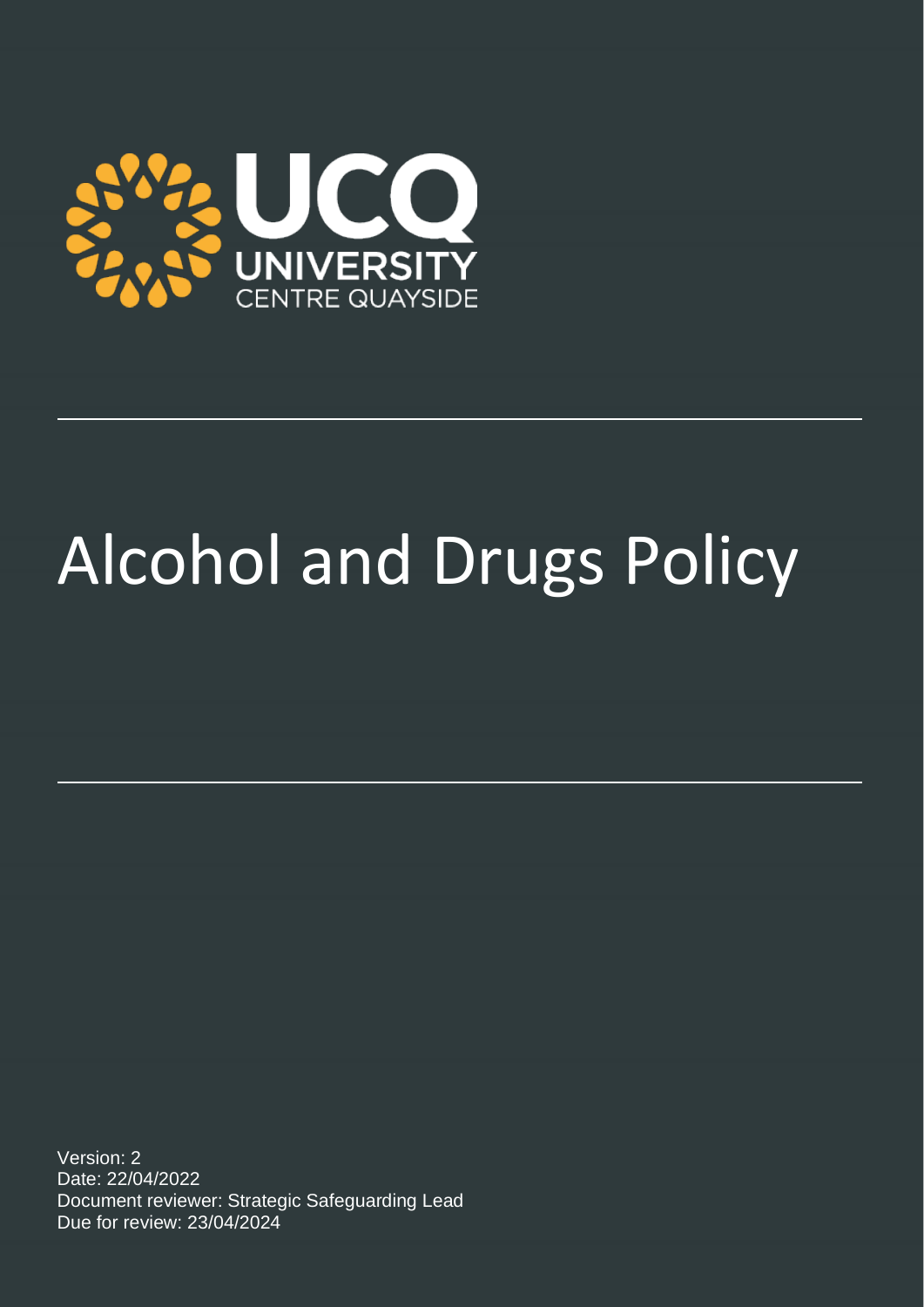UCQ
UNIVERSITY
CENTRE QUAYSIDE

# Alcohol and Drugs Policy

Version: 2
Date: 22/04/2022
Document reviewer: Strategic Safeguarding Lead
Due for review: 23/04/2024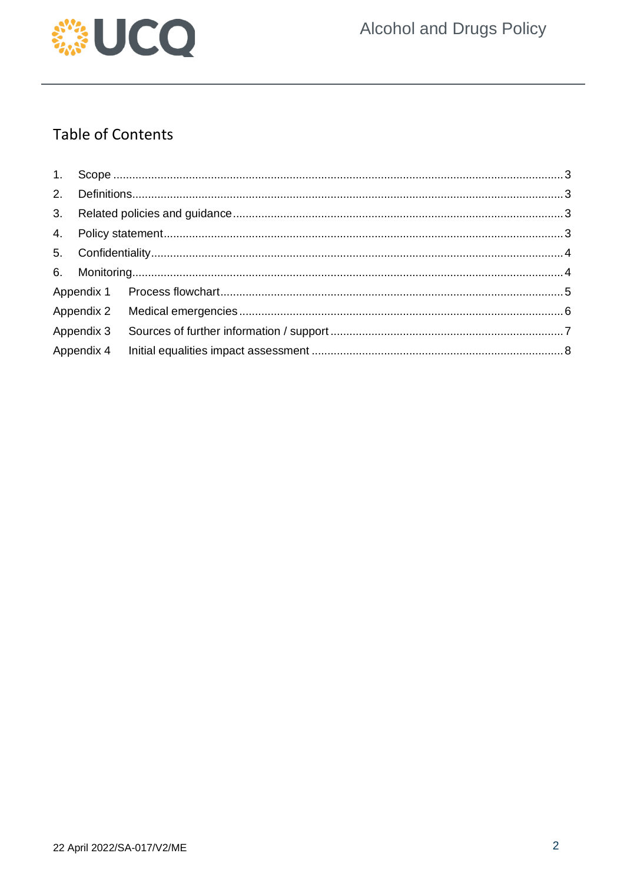## Table of Contents

1. Scope ..... 3
2. Definitions ..... 3
3. Related policies and guidance ..... 3
4. Policy statement ..... 3
5. Confidentiality ..... 4
6. Monitoring ..... 4

Appendix 1 Process flowchart ..... 5

Appendix 2 Medical emergencies ..... 6

Appendix 3 Sources of further information / support ..... 7

Appendix 4 Initial equalities impact assessment ..... 8

22 April 2022/SA-017/V2/ME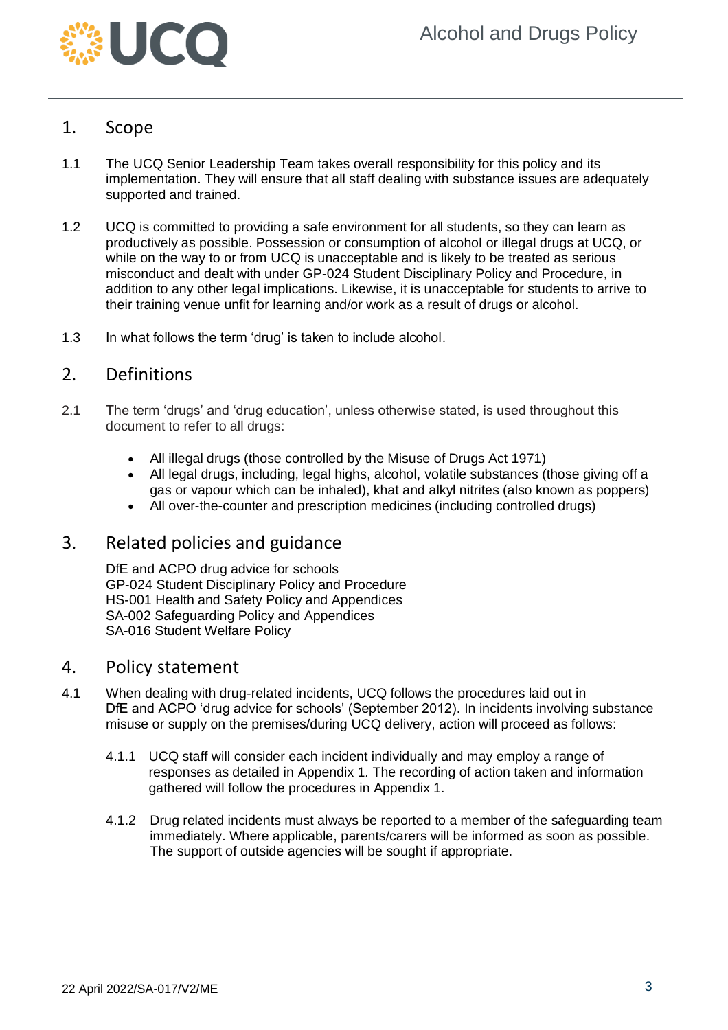## 1. Scope

1.1 The UCQ Senior Leadership Team takes overall responsibility for this policy and its implementation. They will ensure that all staff dealing with substance issues are adequately supported and trained.

1.2 UCQ is committed to providing a safe environment for all students, so they can learn as productively as possible. Possession or consumption of alcohol or illegal drugs at UCQ, or while on the way to or from UCQ is unacceptable and is likely to be treated as serious misconduct and dealt with under GP-024 Student Disciplinary Policy and Procedure, in addition to any other legal implications. Likewise, it is unacceptable for students to arrive to their training venue unfit for learning and/or work as a result of drugs or alcohol.

1.3 In what follows the term 'drug' is taken to include alcohol.

## 2. Definitions

2.1 The term 'drugs' and 'drug education', unless otherwise stated, is used throughout this document to refer to all drugs:

- All illegal drugs (those controlled by the Misuse of Drugs Act 1971)
- All legal drugs, including, legal highs, alcohol, volatile substances (those giving off a gas or vapour which can be inhaled), khat and alkyl nitrites (also known as poppers)
- All over-the-counter and prescription medicines (including controlled drugs)

## 3. Related policies and guidance

DfE and ACPO drug advice for schools
GP-024 Student Disciplinary Policy and Procedure
HS-001 Health and Safety Policy and Appendices
SA-002 Safeguarding Policy and Appendices
SA-016 Student Welfare Policy

## 4. Policy statement

4.1 When dealing with drug-related incidents, UCQ follows the procedures laid out in DfE and ACPO 'drug advice for schools' (September 2012). In incidents involving substance misuse or supply on the premises/during UCQ delivery, action will proceed as follows:

4.1.1 UCQ staff will consider each incident individually and may employ a range of responses as detailed in Appendix 1. The recording of action taken and information gathered will follow the procedures in Appendix 1.

4.1.2 Drug related incidents must always be reported to a member of the safeguarding team immediately. Where applicable, parents/carers will be informed as soon as possible. The support of outside agencies will be sought if appropriate.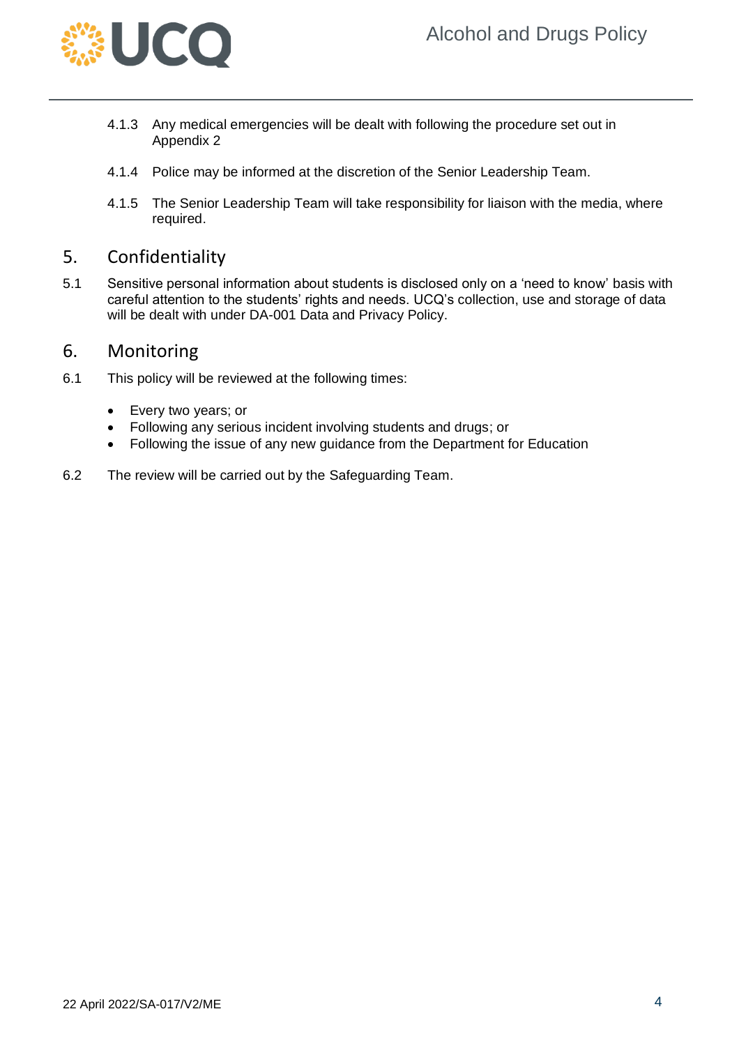4.1.3 Any medical emergencies will be dealt with following the procedure set out in Appendix 2

4.1.4 Police may be informed at the discretion of the Senior Leadership Team.

4.1.5 The Senior Leadership Team will take responsibility for liaison with the media, where required.

## 5. Confidentiality

5.1 Sensitive personal information about students is disclosed only on a 'need to know' basis with careful attention to the students' rights and needs. UCQ's collection, use and storage of data will be dealt with under DA-001 Data and Privacy Policy.

## 6. Monitoring

6.1 This policy will be reviewed at the following times:

- Every two years; or
- Following any serious incident involving students and drugs; or
- Following the issue of any new guidance from the Department for Education

6.2 The review will be carried out by the Safeguarding Team.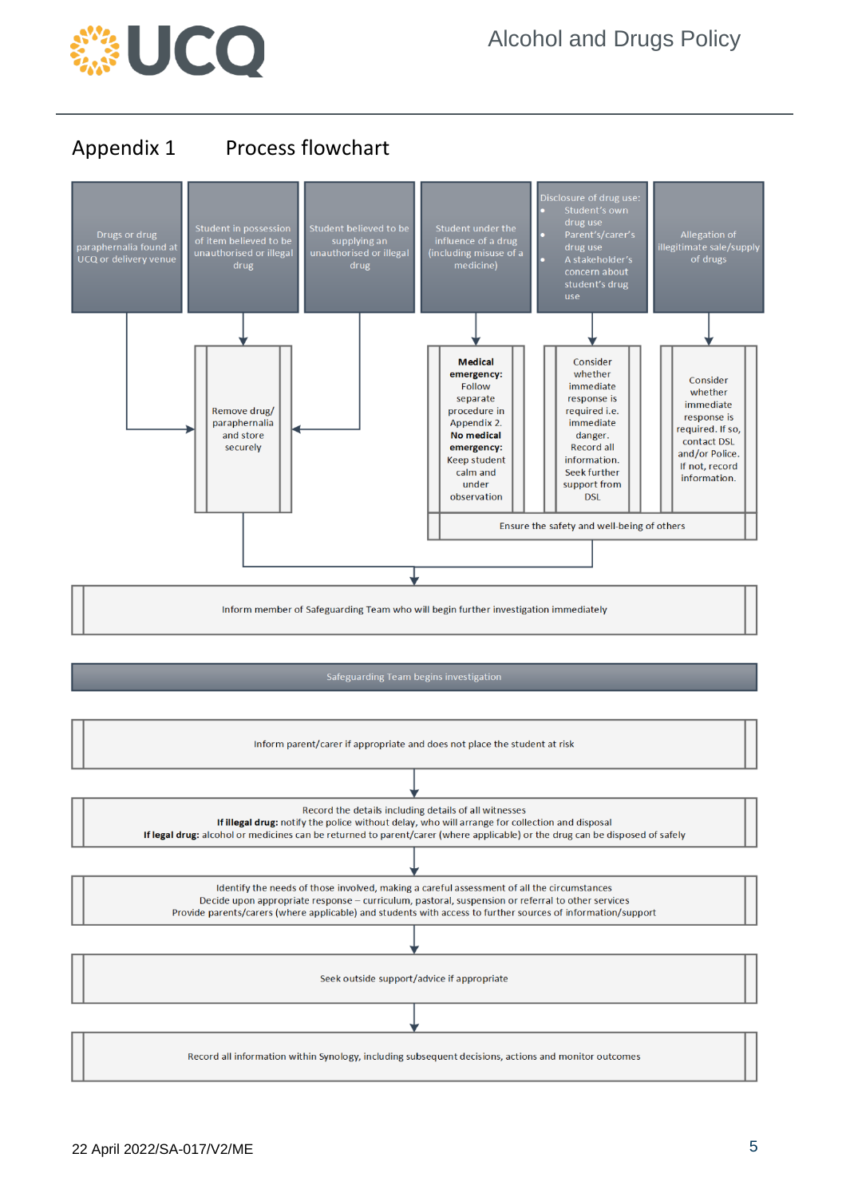## Appendix 1 Process flowchart

**Starting situations:**

- Drugs or drug paraphernalia found at UCQ or delivery venue
- Student in possession of item believed to be unauthorised or illegal drug
- Student believed to be supplying an unauthorised or illegal drug
- Student under the influence of a drug (including misuse of a medicine)
- Disclosure of drug use:
  - Student's own drug use
  - Parent's/carer's drug use
  - A stakeholder's concern about student's drug use
- Allegation of illegitimate sale/supply of drugs

**Responses:**

- (Drugs or drug paraphernalia found; Student in possession; Student believed to be supplying) → Remove drug/ paraphernalia and store securely
- (Student under the influence) → **Medical emergency:** Follow separate procedure in Appendix 2. **No medical emergency:** Keep student calm and under observation
- (Disclosure of drug use) → Consider whether immediate response is required i.e. immediate danger. Record all information. Seek further support from DSL
- (Allegation of illegitimate sale/supply) → Consider whether immediate response is required. If so, contact DSL and/or Police. If not, record information.
- Ensure the safety and well-being of others

**Then:**

1. Inform member of Safeguarding Team who will begin further investigation immediately

**Safeguarding Team begins investigation**

1. Inform parent/carer if appropriate and does not place the student at risk
2. Record the details including details of all witnesses  
   **If illegal drug:** notify the police without delay, who will arrange for collection and disposal  
   **If legal drug:** alcohol or medicines can be returned to parent/carer (where applicable) or the drug can be disposed of safely
3. Identify the needs of those involved, making a careful assessment of all the circumstances  
   Decide upon appropriate response – curriculum, pastoral, suspension or referral to other services  
   Provide parents/carers (where applicable) and students with access to further sources of information/support
4. Seek outside support/advice if appropriate
5. Record all information within Synology, including subsequent decisions, actions and monitor outcomes

22 April 2022/SA-017/V2/ME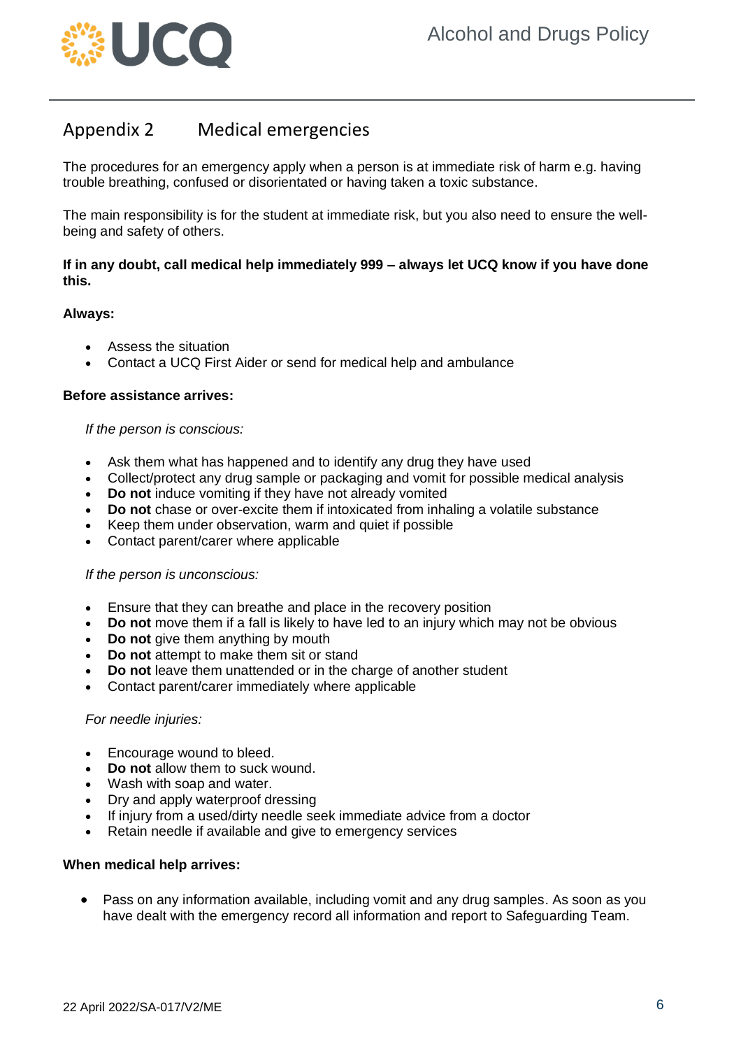## Appendix 2 Medical emergencies

The procedures for an emergency apply when a person is at immediate risk of harm e.g. having trouble breathing, confused or disorientated or having taken a toxic substance.

The main responsibility is for the student at immediate risk, but you also need to ensure the well-being and safety of others.

**If in any doubt, call medical help immediately 999 – always let UCQ know if you have done this.**

**Always:**

- Assess the situation
- Contact a UCQ First Aider or send for medical help and ambulance

**Before assistance arrives:**

*If the person is conscious:*

- Ask them what has happened and to identify any drug they have used
- Collect/protect any drug sample or packaging and vomit for possible medical analysis
- **Do not** induce vomiting if they have not already vomited
- **Do not** chase or over-excite them if intoxicated from inhaling a volatile substance
- Keep them under observation, warm and quiet if possible
- Contact parent/carer where applicable

*If the person is unconscious:*

- Ensure that they can breathe and place in the recovery position
- **Do not** move them if a fall is likely to have led to an injury which may not be obvious
- **Do not** give them anything by mouth
- **Do not** attempt to make them sit or stand
- **Do not** leave them unattended or in the charge of another student
- Contact parent/carer immediately where applicable

*For needle injuries:*

- Encourage wound to bleed.
- **Do not** allow them to suck wound.
- Wash with soap and water.
- Dry and apply waterproof dressing
- If injury from a used/dirty needle seek immediate advice from a doctor
- Retain needle if available and give to emergency services

**When medical help arrives:**

- Pass on any information available, including vomit and any drug samples. As soon as you have dealt with the emergency record all information and report to Safeguarding Team.

22 April 2022/SA-017/V2/ME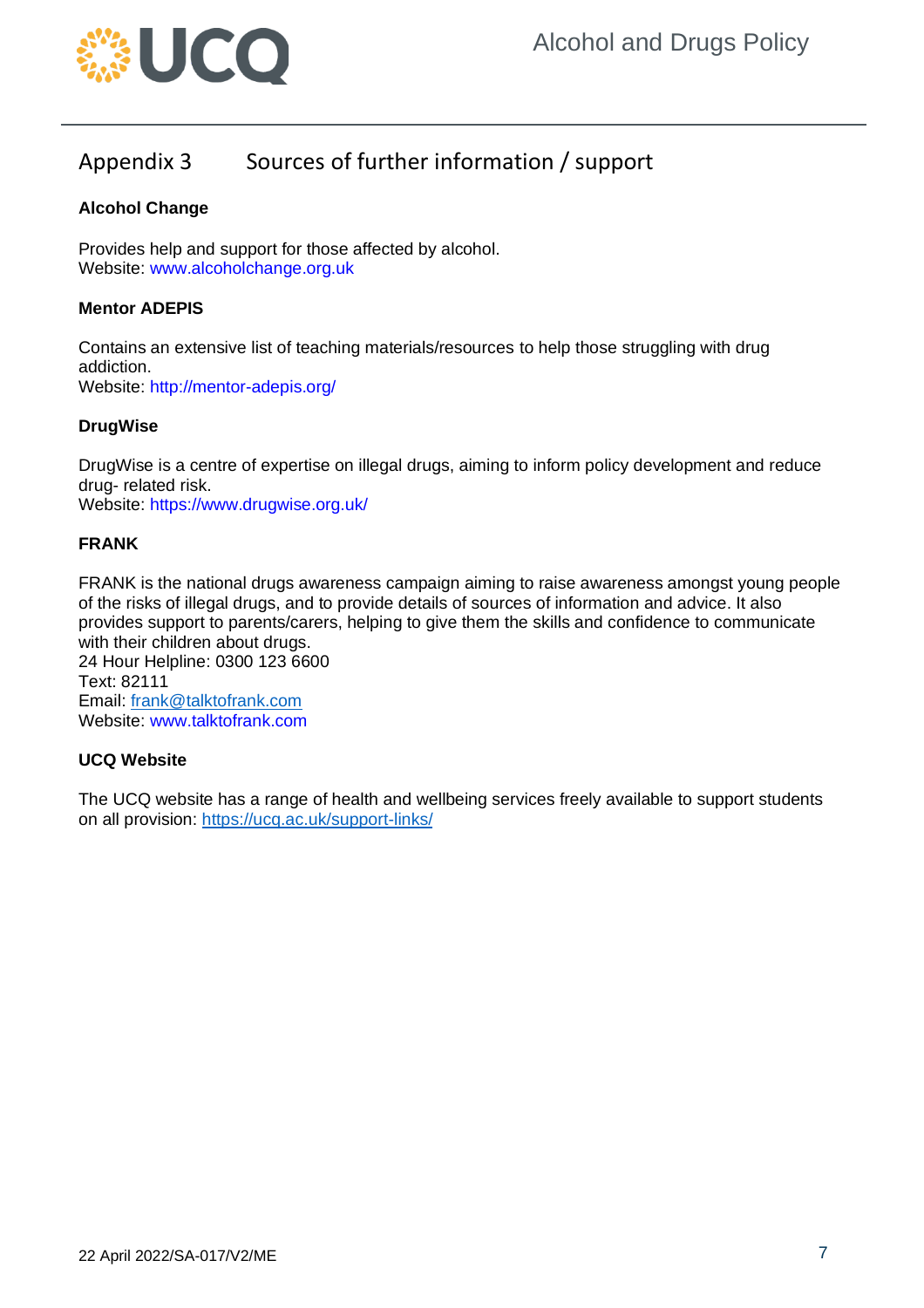## Appendix 3 Sources of further information / support

**Alcohol Change**

Provides help and support for those affected by alcohol.
Website: www.alcoholchange.org.uk

**Mentor ADEPIS**

Contains an extensive list of teaching materials/resources to help those struggling with drug addiction.
Website: http://mentor-adepis.org/

**DrugWise**

DrugWise is a centre of expertise on illegal drugs, aiming to inform policy development and reduce drug- related risk.
Website: https://www.drugwise.org.uk/

**FRANK**

FRANK is the national drugs awareness campaign aiming to raise awareness amongst young people of the risks of illegal drugs, and to provide details of sources of information and advice. It also provides support to parents/carers, helping to give them the skills and confidence to communicate with their children about drugs.
24 Hour Helpline: 0300 123 6600
Text: 82111
Email: frank@talktofrank.com
Website: www.talktofrank.com

**UCQ Website**

The UCQ website has a range of health and wellbeing services freely available to support students on all provision: https://ucq.ac.uk/support-links/

22 April 2022/SA-017/V2/ME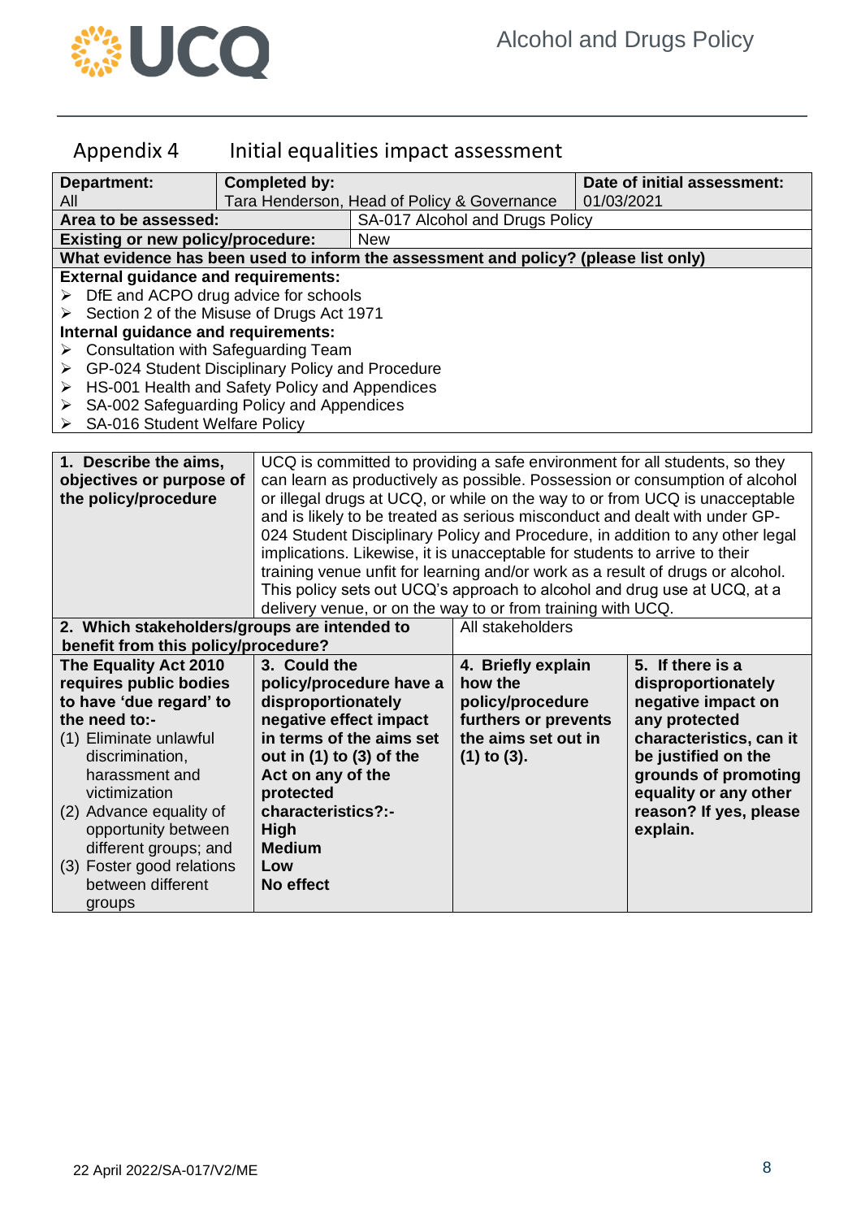## Appendix 4 Initial equalities impact assessment

| Department: All | Completed by: Tara Henderson, Head of Policy & Governance | Date of initial assessment: 01/03/2021 |
|---|---|---|
| **Area to be assessed:** | SA-017 Alcohol and Drugs Policy | |
| **Existing or new policy/procedure:** | New | |

**What evidence has been used to inform the assessment and policy? (please list only)**

**External guidance and requirements:**

- DfE and ACPO drug advice for schools
- Section 2 of the Misuse of Drugs Act 1971

**Internal guidance and requirements:**

- Consultation with Safeguarding Team
- GP-024 Student Disciplinary Policy and Procedure
- HS-001 Health and Safety Policy and Appendices
- SA-002 Safeguarding Policy and Appendices
- SA-016 Student Welfare Policy

| **1. Describe the aims, objectives or purpose of the policy/procedure** | UCQ is committed to providing a safe environment for all students, so they can learn as productively as possible. Possession or consumption of alcohol or illegal drugs at UCQ, or while on the way to or from UCQ is unacceptable and is likely to be treated as serious misconduct and dealt with under GP-024 Student Disciplinary Policy and Procedure, in addition to any other legal implications. Likewise, it is unacceptable for students to arrive to their training venue unfit for learning and/or work as a result of drugs or alcohol. This policy sets out UCQ's approach to alcohol and drug use at UCQ, at a delivery venue, or on the way to or from training with UCQ. |
|---|---|
| **2. Which stakeholders/groups are intended to benefit from this policy/procedure?** | All stakeholders |

| **The Equality Act 2010 requires public bodies to have 'due regard' to the need to:-**<br>(1) Eliminate unlawful discrimination, harassment and victimization<br>(2) Advance equality of opportunity between different groups; and<br>(3) Foster good relations between different groups | **3. Could the policy/procedure have a disproportionately negative effect impact in terms of the aims set out in (1) to (3) of the Act on any of the protected characteristics?:-**<br>**High**<br>**Medium**<br>**Low**<br>**No effect** | **4. Briefly explain how the policy/procedure furthers or prevents the aims set out in (1) to (3).** | **5. If there is a disproportionately negative impact on any protected characteristics, can it be justified on the grounds of promoting equality or any other reason? If yes, please explain.** |
|---|---|---|---|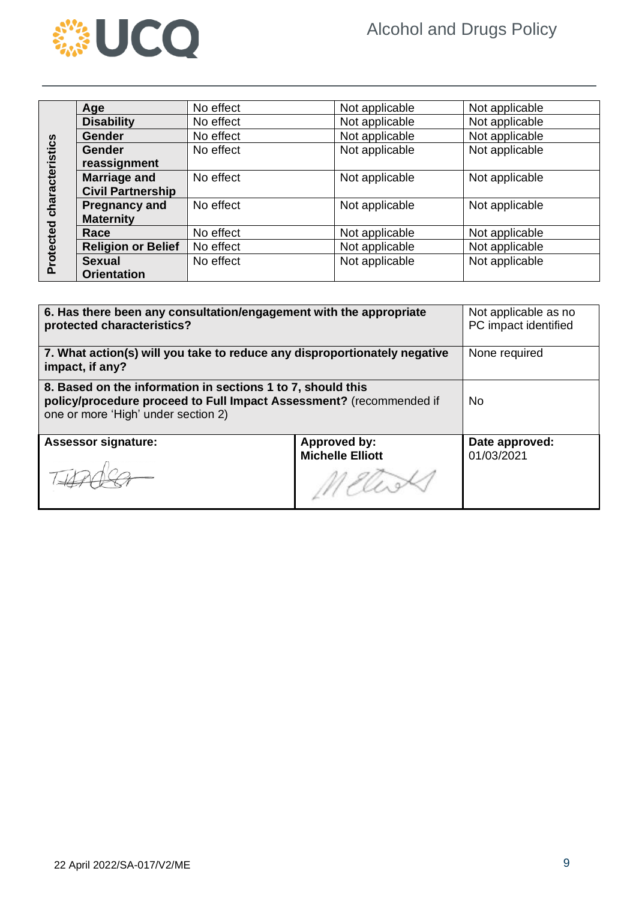| | | | | |
|---|---|---|---|---|
| **Protected characteristics** | **Age** | No effect | Not applicable | Not applicable |
| | **Disability** | No effect | Not applicable | Not applicable |
| | **Gender** | No effect | Not applicable | Not applicable |
| | **Gender reassignment** | No effect | Not applicable | Not applicable |
| | **Marriage and Civil Partnership** | No effect | Not applicable | Not applicable |
| | **Pregnancy and Maternity** | No effect | Not applicable | Not applicable |
| | **Race** | No effect | Not applicable | Not applicable |
| | **Religion or Belief** | No effect | Not applicable | Not applicable |
| | **Sexual Orientation** | No effect | Not applicable | Not applicable |

| | | |
|---|---|---|
| **6. Has there been any consultation/engagement with the appropriate protected characteristics?** | | Not applicable as no PC impact identified |
| **7. What action(s) will you take to reduce any disproportionately negative impact, if any?** | | None required |
| **8. Based on the information in sections 1 to 7, should this policy/procedure proceed to Full Impact Assessment?** (recommended if one or more 'High' under section 2) | | No |
| **Assessor signature:** | **Approved by: Michelle Elliott** | **Date approved:** 01/03/2021 |

22 April 2022/SA-017/V2/ME